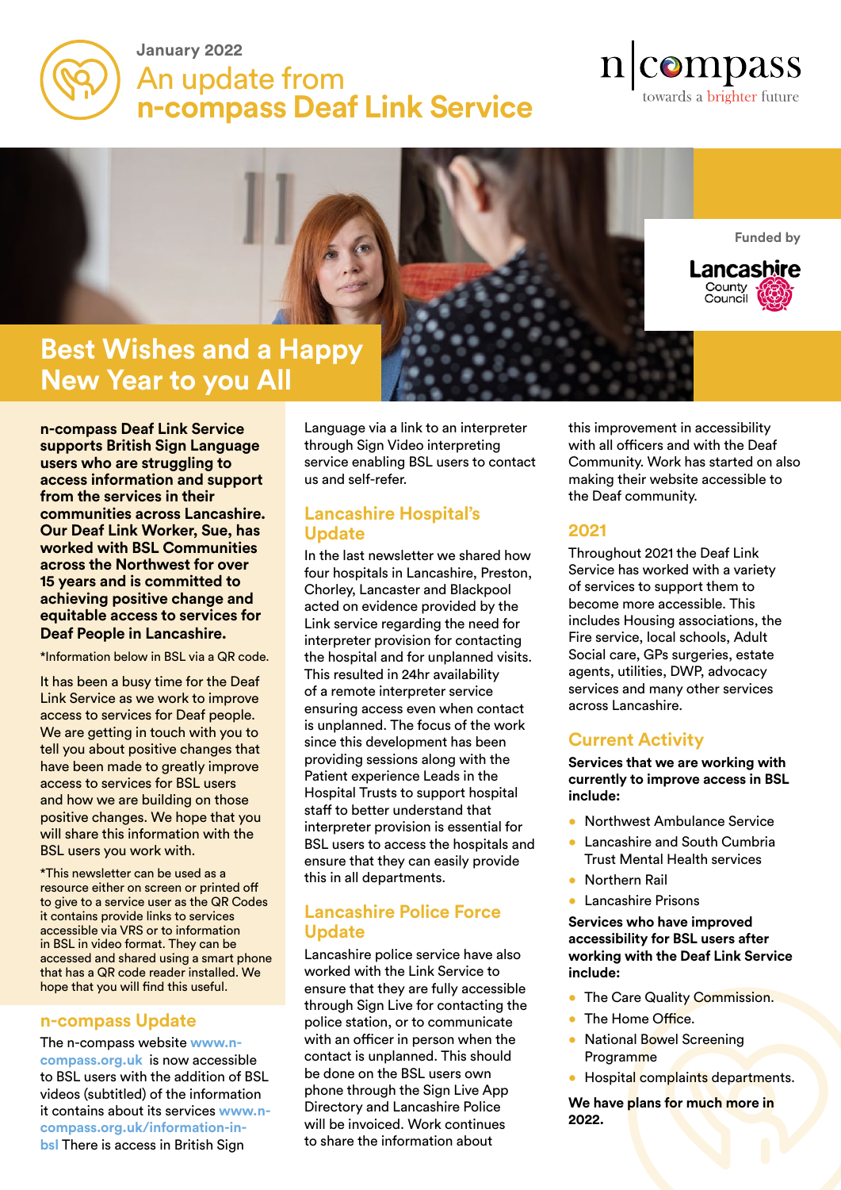January 2022

# An update from n-compass Deal Link Service

n|compass
towards a brighter future

Funded by Lancashire County Council

## Best Wishes and a Happy New Year to you All

**n-compass Deaf Link Service supports British Sign Language users who are struggling to access information and support from the services in their communities across Lancashire. Our Deaf Link Worker, Sue, has worked with BSL Communities across the Northwest for over 15 years and is committed to achieving positive change and equitable access to services for Deaf People in Lancashire.**

*Information below in BSL via a QR code.

It has been a busy time for the Deaf Link Service as we work to improve access to services for Deaf people. We are getting in touch with you to tell you about positive changes that have been made to greatly improve access to services for BSL users and how we are building on those positive changes. We hope that you will share this information with the BSL users you work with.

*This newsletter can be used as a resource either on screen or printed off to give to a service user as the QR Codes it contains provide links to services accessible via VRS or to information in BSL in video format. They can be accessed and shared using a smart phone that has a QR code reader installed. We hope that you will find this useful.

### n-compass Update

The n-compass website www.n-compass.org.uk is now accessible to BSL users with the addition of BSL videos (subtitled) of the information it contains about its services www.n-compass.org.uk/information-in-bsl There is access in British Sign Language via a link to an interpreter through Sign Video interpreting service enabling BSL users to contact us and self-refer.

### Lancashire Hospital's Update

In the last newsletter we shared how four hospitals in Lancashire, Preston, Chorley, Lancaster and Blackpool acted on evidence provided by the Link service regarding the need for interpreter provision for contacting the hospital and for unplanned visits. This resulted in 24hr availability of a remote interpreter service ensuring access even when contact is unplanned. The focus of the work since this development has been providing sessions along with the Patient experience Leads in the Hospital Trusts to support hospital staff to better understand that interpreter provision is essential for BSL users to access the hospitals and ensure that they can easily provide this in all departments.

### Lancashire Police Force Update

Lancashire police service have also worked with the Link Service to ensure that they are fully accessible through Sign Live for contacting the police station, or to communicate with an officer in person when the contact is unplanned. This should be done on the BSL users own phone through the Sign Live App Directory and Lancashire Police will be invoiced. Work continues to share the information about this improvement in accessibility with all officers and with the Deaf Community. Work has started on also making their website accessible to the Deaf community.

### 2021

Throughout 2021 the Deaf Link Service has worked with a variety of services to support them to become more accessible. This includes Housing associations, the Fire service, local schools, Adult Social care, GPs surgeries, estate agents, utilities, DWP, advocacy services and many other services across Lancashire.

### Current Activity

**Services that we are working with currently to improve access in BSL include:**

- Northwest Ambulance Service
- Lancashire and South Cumbria Trust Mental Health services
- Northern Rail
- Lancashire Prisons

**Services who have improved accessibility for BSL users after working with the Deaf Link Service include:**

- The Care Quality Commission.
- The Home Office.
- National Bowel Screening Programme
- Hospital complaints departments.

**We have plans for much more in 2022.**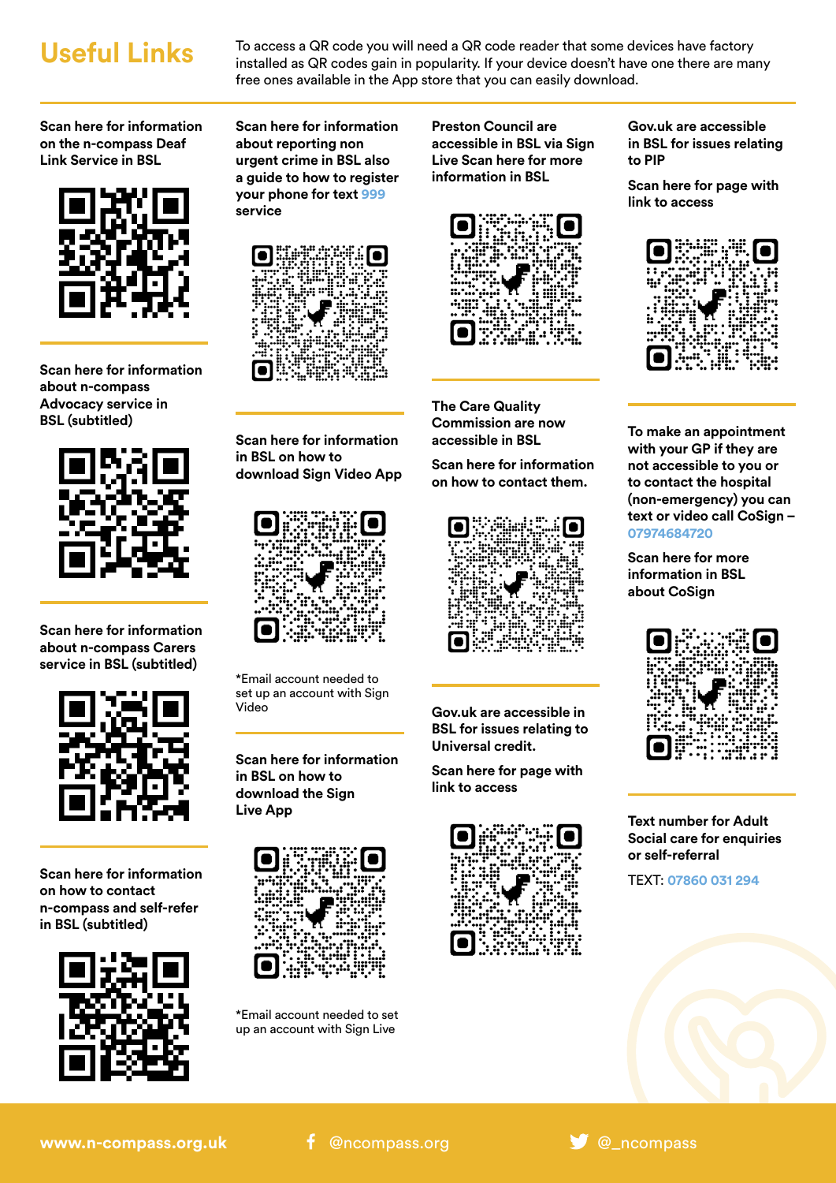# Useful Links

To access a QR code you will need a QR code reader that some devices have factory installed as QR codes gain in popularity. If your device doesn't have one there are many free ones available in the App store that you can easily download.

**Scan here for information on the n-compass Deaf Link Service in BSL**

**Scan here for information about n-compass Advocacy service in BSL (subtitled)**

**Scan here for information about n-compass Carers service in BSL (subtitled)**

**Scan here for information on how to contact n-compass and self-refer in BSL (subtitled)**

**Scan here for information about reporting non urgent crime in BSL also a guide to how to register your phone for text 999 service**

**Scan here for information in BSL on how to download Sign Video App**

*Email account needed to set up an account with Sign Video

**Scan here for information in BSL on how to download the Sign Live App**

*Email account needed to set up an account with Sign Live

**Preston Council are accessible in BSL via Sign Live Scan here for more information in BSL**

**The Care Quality Commission are now accessible in BSL**

**Scan here for information on how to contact them.**

**Gov.uk are accessible in BSL for issues relating to Universal credit.**

**Scan here for page with link to access**

**Gov.uk are accessible in BSL for issues relating to PIP**

**Scan here for page with link to access**

**To make an appointment with your GP if they are not accessible to you or to contact the hospital (non-emergency) you can text or video call CoSign – 07974684720**

**Scan here for more information in BSL about CoSign**

**Text number for Adult Social care for enquiries or self-referral**

TEXT: 07860 031 294

www.n-compass.org.uk @ncompass.org @_ncompass